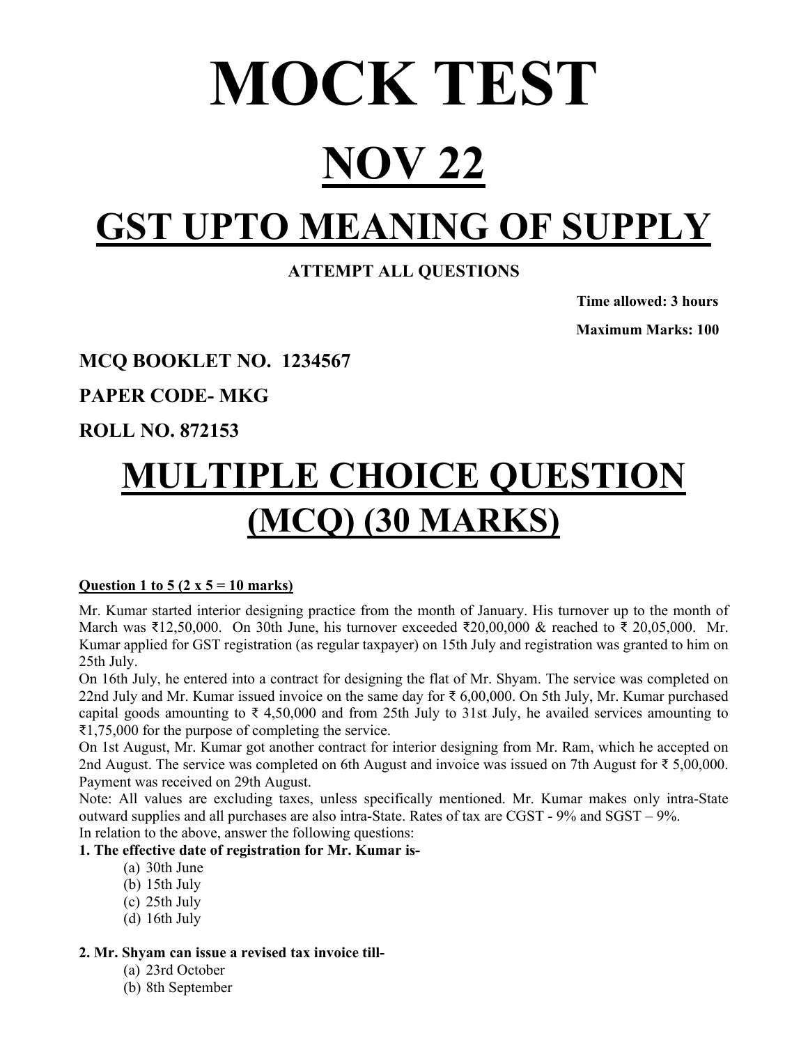# MOCK TEST

# NOV 22

# GST UPTO MEANING OF SUPPLY

**ATTEMPT ALL QUESTIONS**

**Time allowed: 3 hours**

**Maximum Marks: 100**

**MCQ BOOKLET NO. 1234567**

**PAPER CODE- MKG**

**ROLL NO. 872153**

# MULTIPLE CHOICE QUESTION (MCQ) (30 MARKS)

**Question 1 to 5 (2 x 5 = 10 marks)**

Mr. Kumar started interior designing practice from the month of January. His turnover up to the month of March was ₹12,50,000. On 30th June, his turnover exceeded ₹20,00,000 & reached to ₹ 20,05,000. Mr. Kumar applied for GST registration (as regular taxpayer) on 15th July and registration was granted to him on 25th July.

On 16th July, he entered into a contract for designing the flat of Mr. Shyam. The service was completed on 22nd July and Mr. Kumar issued invoice on the same day for ₹ 6,00,000. On 5th July, Mr. Kumar purchased capital goods amounting to ₹ 4,50,000 and from 25th July to 31st July, he availed services amounting to ₹1,75,000 for the purpose of completing the service.

On 1st August, Mr. Kumar got another contract for interior designing from Mr. Ram, which he accepted on 2nd August. The service was completed on 6th August and invoice was issued on 7th August for ₹ 5,00,000. Payment was received on 29th August.

Note: All values are excluding taxes, unless specifically mentioned. Mr. Kumar makes only intra-State outward supplies and all purchases are also intra-State. Rates of tax are CGST - 9% and SGST – 9%.

In relation to the above, answer the following questions:

**1. The effective date of registration for Mr. Kumar is-**

(a) 30th June
(b) 15th July
(c) 25th July
(d) 16th July

**2. Mr. Shyam can issue a revised tax invoice till-**

(a) 23rd October
(b) 8th September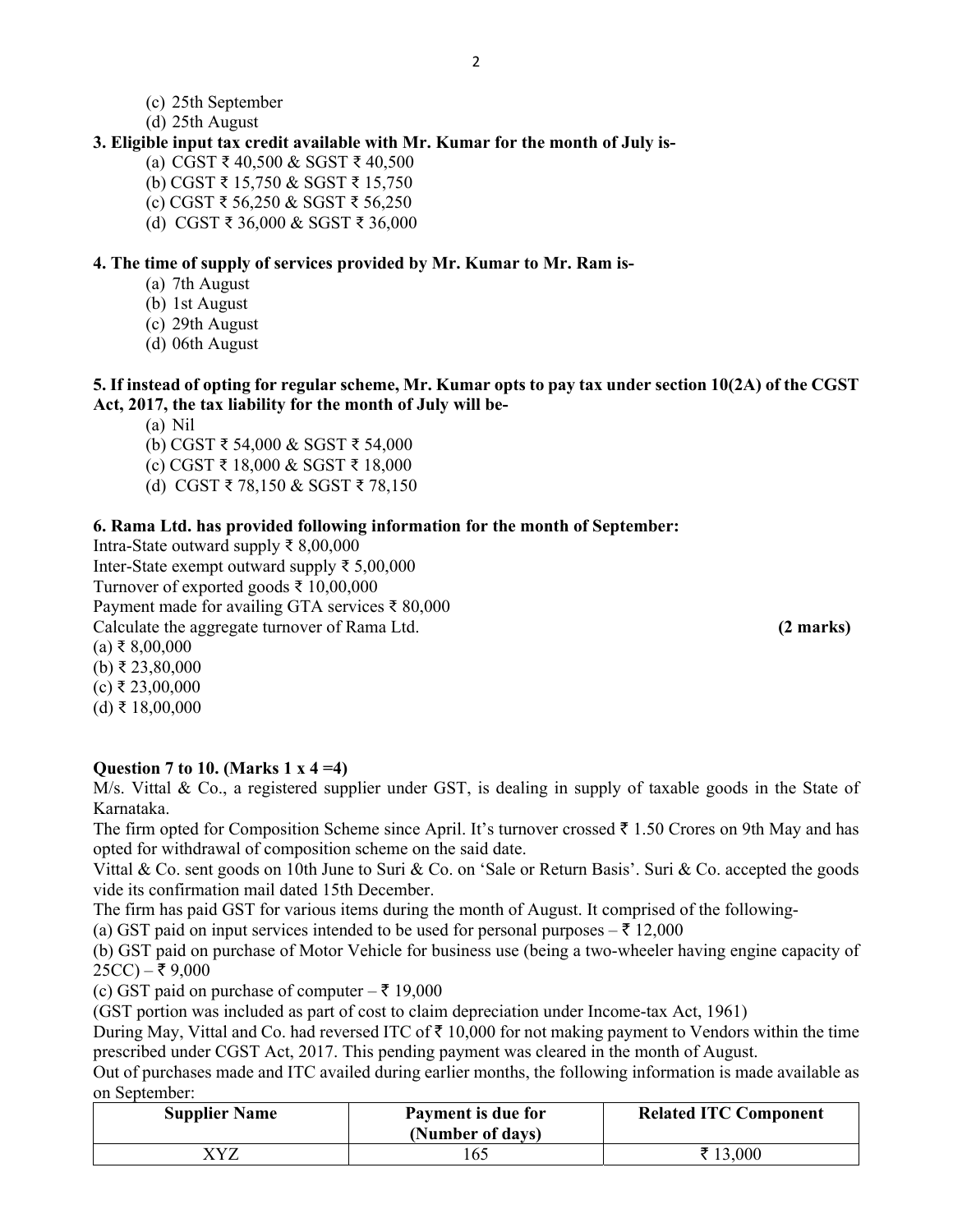(c) 25th September
(d) 25th August

**3. Eligible input tax credit available with Mr. Kumar for the month of July is-**

(a) CGST ₹ 40,500 & SGST ₹ 40,500
(b) CGST ₹ 15,750 & SGST ₹ 15,750
(c) CGST ₹ 56,250 & SGST ₹ 56,250
(d) CGST ₹ 36,000 & SGST ₹ 36,000

**4. The time of supply of services provided by Mr. Kumar to Mr. Ram is-**

(a) 7th August
(b) 1st August
(c) 29th August
(d) 06th August

**5. If instead of opting for regular scheme, Mr. Kumar opts to pay tax under section 10(2A) of the CGST Act, 2017, the tax liability for the month of July will be-**

(a) Nil
(b) CGST ₹ 54,000 & SGST ₹ 54,000
(c) CGST ₹ 18,000 & SGST ₹ 18,000
(d) CGST ₹ 78,150 & SGST ₹ 78,150

**6. Rama Ltd. has provided following information for the month of September:**

Intra-State outward supply ₹ 8,00,000
Inter-State exempt outward supply ₹ 5,00,000
Turnover of exported goods ₹ 10,00,000
Payment made for availing GTA services ₹ 80,000
Calculate the aggregate turnover of Rama Ltd. **(2 marks)**

(a) ₹ 8,00,000
(b) ₹ 23,80,000
(c) ₹ 23,00,000
(d) ₹ 18,00,000

**Question 7 to 10. (Marks 1 x 4 =4)**

M/s. Vittal & Co., a registered supplier under GST, is dealing in supply of taxable goods in the State of Karnataka.

The firm opted for Composition Scheme since April. It's turnover crossed ₹ 1.50 Crores on 9th May and has opted for withdrawal of composition scheme on the said date.

Vittal & Co. sent goods on 10th June to Suri & Co. on 'Sale or Return Basis'. Suri & Co. accepted the goods vide its confirmation mail dated 15th December.

The firm has paid GST for various items during the month of August. It comprised of the following-

(a) GST paid on input services intended to be used for personal purposes – ₹ 12,000

(b) GST paid on purchase of Motor Vehicle for business use (being a two-wheeler having engine capacity of 25CC) – ₹ 9,000

(c) GST paid on purchase of computer – ₹ 19,000

(GST portion was included as part of cost to claim depreciation under Income-tax Act, 1961)

During May, Vittal and Co. had reversed ITC of ₹ 10,000 for not making payment to Vendors within the time prescribed under CGST Act, 2017. This pending payment was cleared in the month of August.

Out of purchases made and ITC availed during earlier months, the following information is made available as on September:

| Supplier Name | Payment is due for (Number of days) | Related ITC Component |
|---|---|---|
| XYZ | 165 | ₹ 13,000 |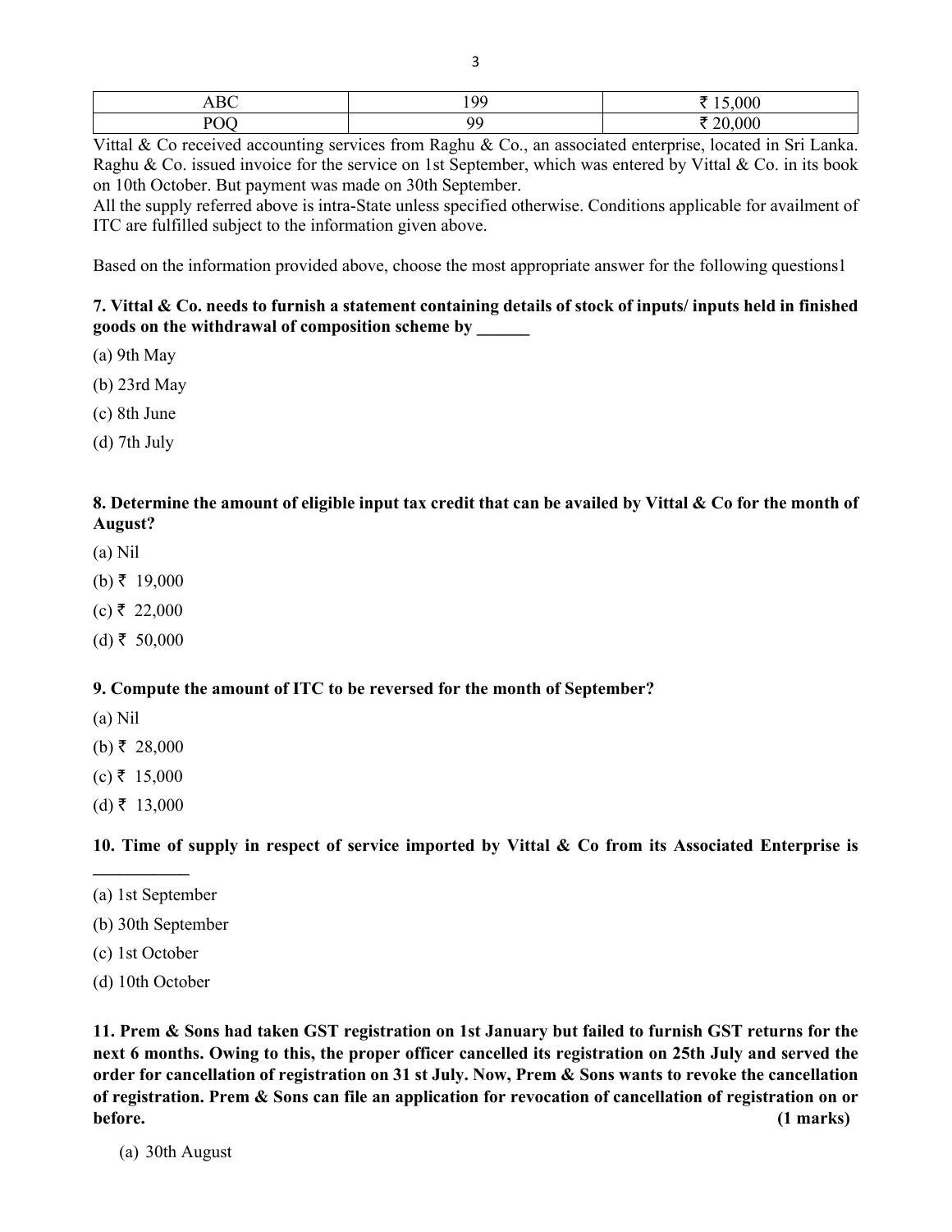| ABC | 199 | ₹ 15,000 |
|---|---|---|
| POQ | 99 | ₹ 20,000 |

Vittal & Co received accounting services from Raghu & Co., an associated enterprise, located in Sri Lanka. Raghu & Co. issued invoice for the service on 1st September, which was entered by Vittal & Co. in its book on 10th October. But payment was made on 30th September.

All the supply referred above is intra-State unless specified otherwise. Conditions applicable for availment of ITC are fulfilled subject to the information given above.

Based on the information provided above, choose the most appropriate answer for the following questions1

**7. Vittal & Co. needs to furnish a statement containing details of stock of inputs/ inputs held in finished goods on the withdrawal of composition scheme by ______**

(a) 9th May

(b) 23rd May

(c) 8th June

(d) 7th July

**8. Determine the amount of eligible input tax credit that can be availed by Vittal & Co for the month of August?**

(a) Nil

(b) ₹ 19,000

(c) ₹ 22,000

(d) ₹ 50,000

**9. Compute the amount of ITC to be reversed for the month of September?**

(a) Nil

(b) ₹ 28,000

(c) ₹ 15,000

(d) ₹ 13,000

**10. Time of supply in respect of service imported by Vittal & Co from its Associated Enterprise is ___________**

(a) 1st September

(b) 30th September

(c) 1st October

(d) 10th October

**11. Prem & Sons had taken GST registration on 1st January but failed to furnish GST returns for the next 6 months. Owing to this, the proper officer cancelled its registration on 25th July and served the order for cancellation of registration on 31 st July. Now, Prem & Sons wants to revoke the cancellation of registration. Prem & Sons can file an application for revocation of cancellation of registration on or before. (1 marks)**

(a) 30th August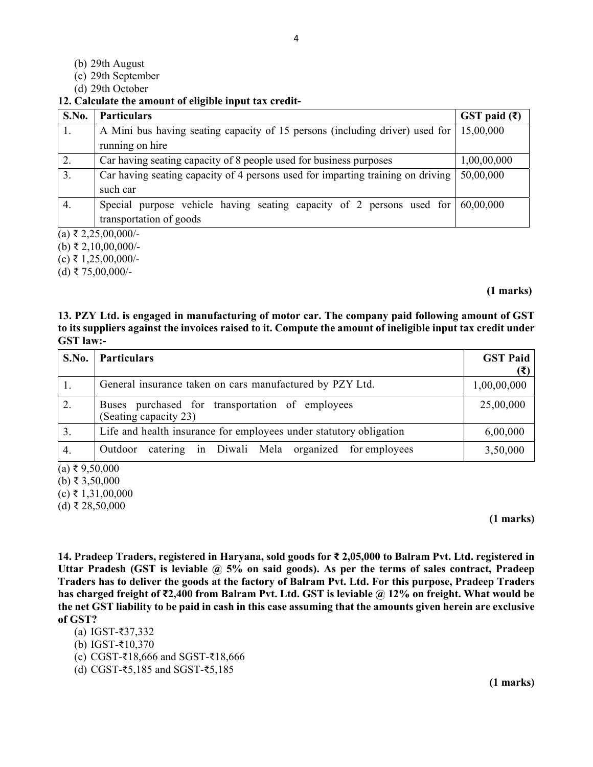(b) 29th August
(c) 29th September
(d) 29th October

**12. Calculate the amount of eligible input tax credit-**

| S.No. | Particulars | GST paid (₹) |
|---|---|---|
| 1. | A Mini bus having seating capacity of 15 persons (including driver) used for running on hire | 15,00,000 |
| 2. | Car having seating capacity of 8 people used for business purposes | 1,00,00,000 |
| 3. | Car having seating capacity of 4 persons used for imparting training on driving such car | 50,00,000 |
| 4. | Special purpose vehicle having seating capacity of 2 persons used for transportation of goods | 60,00,000 |

(a) ₹ 2,25,00,000/-
(b) ₹ 2,10,00,000/-
(c) ₹ 1,25,00,000/-
(d) ₹ 75,00,000/-

**(1 marks)**

**13. PZY Ltd. is engaged in manufacturing of motor car. The company paid following amount of GST to its suppliers against the invoices raised to it. Compute the amount of ineligible input tax credit under GST law:-**

| S.No. | Particulars | GST Paid (₹) |
|---|---|---|
| 1. | General insurance taken on cars manufactured by PZY Ltd. | 1,00,00,000 |
| 2. | Buses purchased for transportation of employees (Seating capacity 23) | 25,00,000 |
| 3. | Life and health insurance for employees under statutory obligation | 6,00,000 |
| 4. | Outdoor catering in Diwali Mela organized for employees | 3,50,000 |

(a) ₹ 9,50,000
(b) ₹ 3,50,000
(c) ₹ 1,31,00,000
(d) ₹ 28,50,000

**(1 marks)**

**14. Pradeep Traders, registered in Haryana, sold goods for ₹ 2,05,000 to Balram Pvt. Ltd. registered in Uttar Pradesh (GST is leviable @ 5% on said goods). As per the terms of sales contract, Pradeep Traders has to deliver the goods at the factory of Balram Pvt. Ltd. For this purpose, Pradeep Traders has charged freight of ₹2,400 from Balram Pvt. Ltd. GST is leviable @ 12% on freight. What would be the net GST liability to be paid in cash in this case assuming that the amounts given herein are exclusive of GST?**

(a) IGST-₹37,332
(b) IGST-₹10,370
(c) CGST-₹18,666 and SGST-₹18,666
(d) CGST-₹5,185 and SGST-₹5,185

**(1 marks)**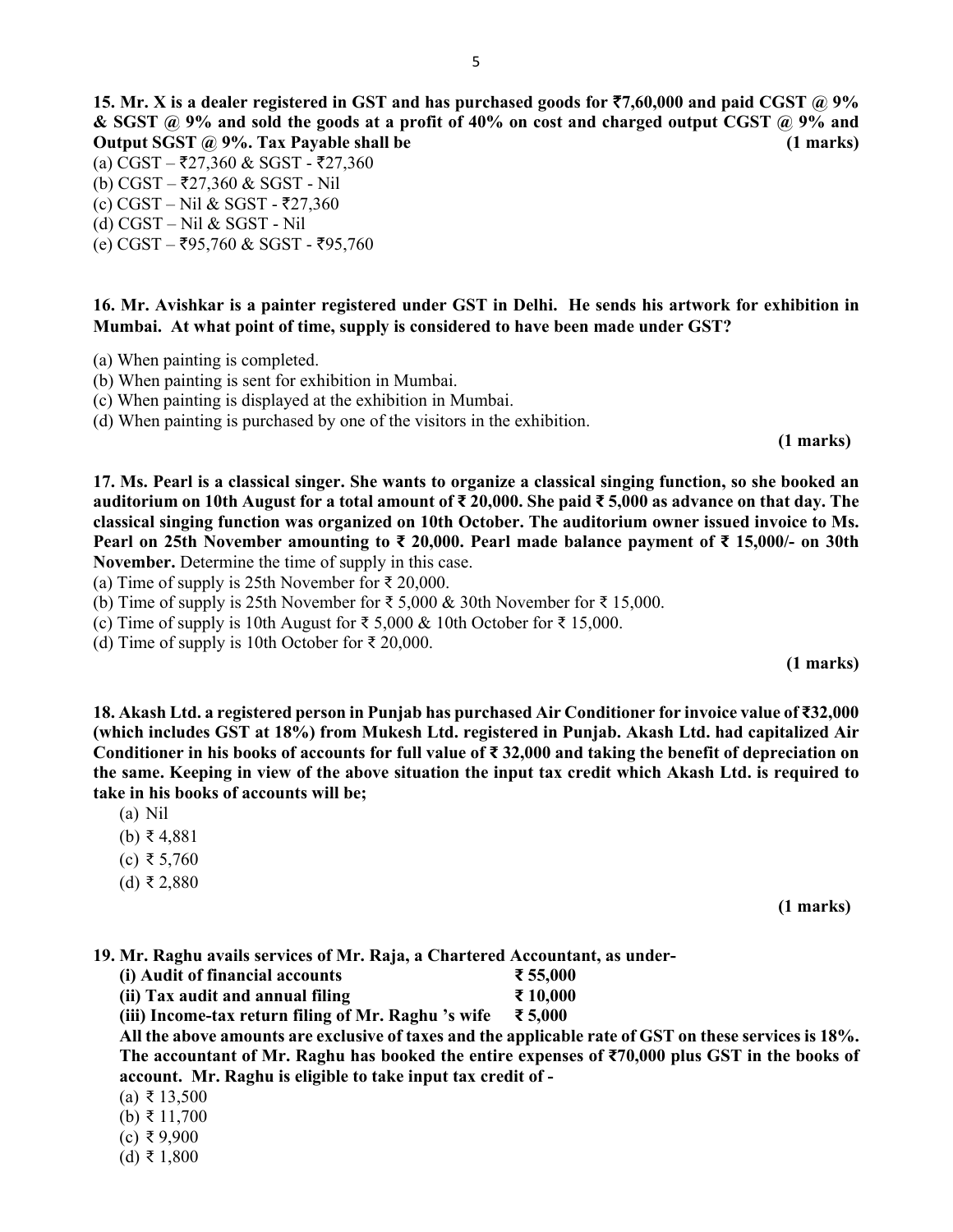**15. Mr. X is a dealer registered in GST and has purchased goods for ₹7,60,000 and paid CGST @ 9% & SGST @ 9% and sold the goods at a profit of 40% on cost and charged output CGST @ 9% and Output SGST @ 9%. Tax Payable shall be** **(1 marks)**

(a) CGST – ₹27,360 & SGST - ₹27,360
(b) CGST – ₹27,360 & SGST - Nil
(c) CGST – Nil & SGST - ₹27,360
(d) CGST – Nil & SGST - Nil
(e) CGST – ₹95,760 & SGST - ₹95,760

**16. Mr. Avishkar is a painter registered under GST in Delhi. He sends his artwork for exhibition in Mumbai. At what point of time, supply is considered to have been made under GST?**

(a) When painting is completed.
(b) When painting is sent for exhibition in Mumbai.
(c) When painting is displayed at the exhibition in Mumbai.
(d) When painting is purchased by one of the visitors in the exhibition.

**(1 marks)**

**17. Ms. Pearl is a classical singer. She wants to organize a classical singing function, so she booked an auditorium on 10th August for a total amount of ₹ 20,000. She paid ₹ 5,000 as advance on that day. The classical singing function was organized on 10th October. The auditorium owner issued invoice to Ms. Pearl on 25th November amounting to ₹ 20,000. Pearl made balance payment of ₹ 15,000/- on 30th November.** Determine the time of supply in this case.

(a) Time of supply is 25th November for ₹ 20,000.
(b) Time of supply is 25th November for ₹ 5,000 & 30th November for ₹ 15,000.
(c) Time of supply is 10th August for ₹ 5,000 & 10th October for ₹ 15,000.
(d) Time of supply is 10th October for ₹ 20,000.

**(1 marks)**

**18. Akash Ltd. a registered person in Punjab has purchased Air Conditioner for invoice value of ₹32,000 (which includes GST at 18%) from Mukesh Ltd. registered in Punjab. Akash Ltd. had capitalized Air Conditioner in his books of accounts for full value of ₹ 32,000 and taking the benefit of depreciation on the same. Keeping in view of the above situation the input tax credit which Akash Ltd. is required to take in his books of accounts will be;**

(a) Nil
(b) ₹ 4,881
(c) ₹ 5,760
(d) ₹ 2,880

**(1 marks)**

**19. Mr. Raghu avails services of Mr. Raja, a Chartered Accountant, as under-**

**(i) Audit of financial accounts ₹ 55,000**
**(ii) Tax audit and annual filing ₹ 10,000**
**(iii) Income-tax return filing of Mr. Raghu 's wife ₹ 5,000**

**All the above amounts are exclusive of taxes and the applicable rate of GST on these services is 18%. The accountant of Mr. Raghu has booked the entire expenses of ₹70,000 plus GST in the books of account. Mr. Raghu is eligible to take input tax credit of -**

(a) ₹ 13,500
(b) ₹ 11,700
(c) ₹ 9,900
(d) ₹ 1,800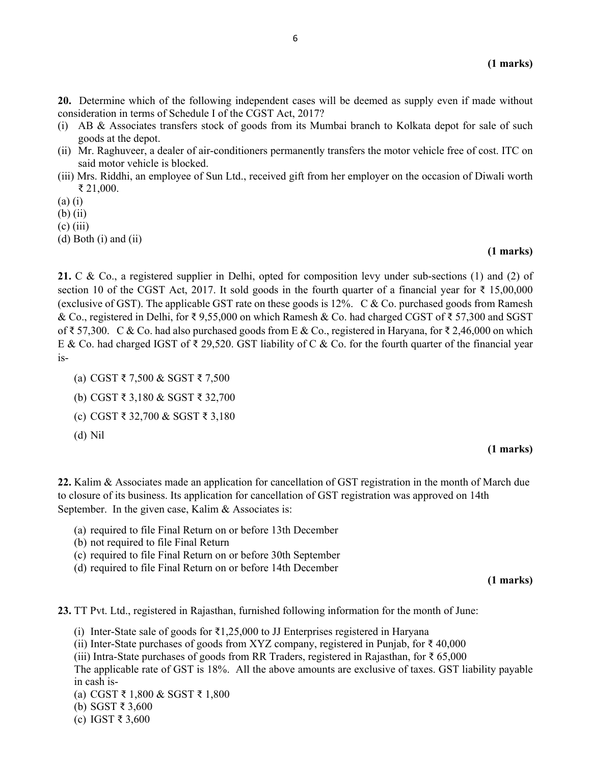**(1 marks)**

**20.** Determine which of the following independent cases will be deemed as supply even if made without consideration in terms of Schedule I of the CGST Act, 2017?

(i) AB & Associates transfers stock of goods from its Mumbai branch to Kolkata depot for sale of such goods at the depot.

(ii) Mr. Raghuveer, a dealer of air-conditioners permanently transfers the motor vehicle free of cost. ITC on said motor vehicle is blocked.

(iii) Mrs. Riddhi, an employee of Sun Ltd., received gift from her employer on the occasion of Diwali worth ₹ 21,000.

(a) (i)

(b) (ii)

(c) (iii)

(d) Both (i) and (ii)

**(1 marks)**

**21.** C & Co., a registered supplier in Delhi, opted for composition levy under sub-sections (1) and (2) of section 10 of the CGST Act, 2017. It sold goods in the fourth quarter of a financial year for ₹ 15,00,000 (exclusive of GST). The applicable GST rate on these goods is 12%. C & Co. purchased goods from Ramesh & Co., registered in Delhi, for ₹ 9,55,000 on which Ramesh & Co. had charged CGST of ₹ 57,300 and SGST of ₹ 57,300. C & Co. had also purchased goods from E & Co., registered in Haryana, for ₹ 2,46,000 on which E & Co. had charged IGST of ₹ 29,520. GST liability of C & Co. for the fourth quarter of the financial year is-

(a) CGST ₹ 7,500 & SGST ₹ 7,500

(b) CGST ₹ 3,180 & SGST ₹ 32,700

(c) CGST ₹ 32,700 & SGST ₹ 3,180

(d) Nil

**(1 marks)**

**22.** Kalim & Associates made an application for cancellation of GST registration in the month of March due to closure of its business. Its application for cancellation of GST registration was approved on 14th September. In the given case, Kalim & Associates is:

(a) required to file Final Return on or before 13th December

(b) not required to file Final Return

(c) required to file Final Return on or before 30th September

(d) required to file Final Return on or before 14th December

**(1 marks)**

**23.** TT Pvt. Ltd., registered in Rajasthan, furnished following information for the month of June:

(i) Inter-State sale of goods for ₹1,25,000 to JJ Enterprises registered in Haryana

(ii) Inter-State purchases of goods from XYZ company, registered in Punjab, for ₹ 40,000

(iii) Intra-State purchases of goods from RR Traders, registered in Rajasthan, for ₹ 65,000

The applicable rate of GST is 18%. All the above amounts are exclusive of taxes. GST liability payable in cash is-

(a) CGST ₹ 1,800 & SGST ₹ 1,800

(b) SGST ₹ 3,600

(c) IGST ₹ 3,600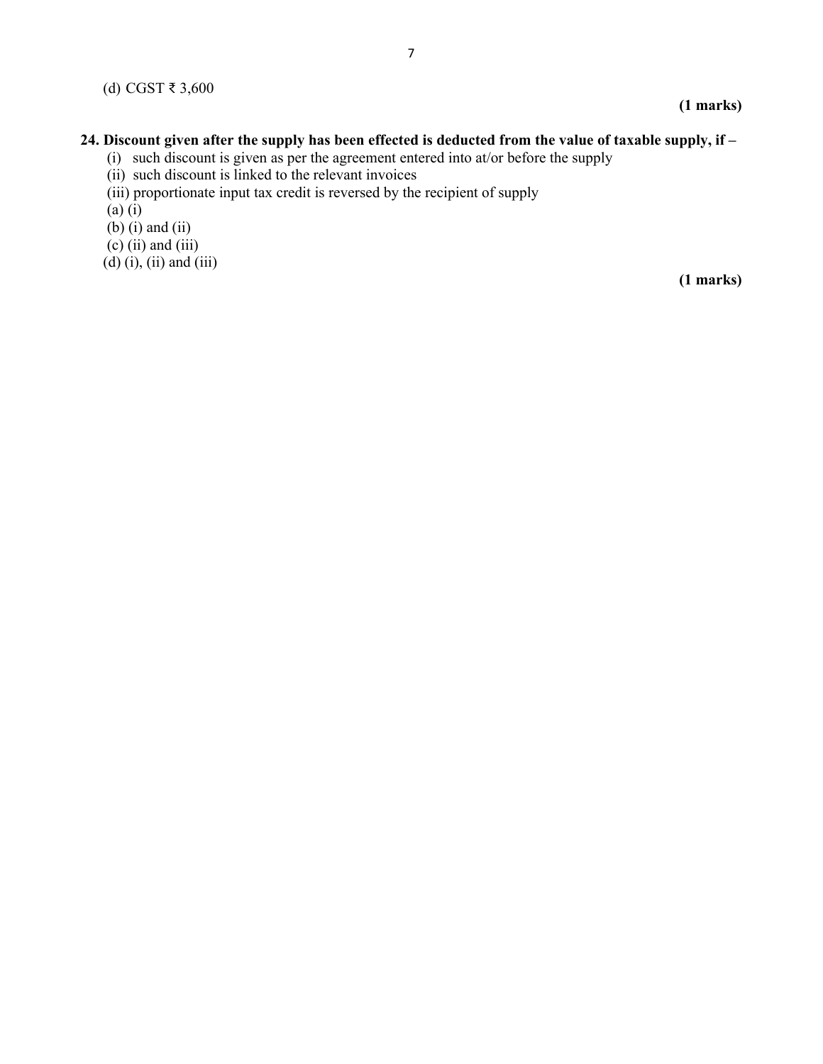(d) CGST ₹ 3,600

**(1 marks)**

**24. Discount given after the supply has been effected is deducted from the value of taxable supply, if –**

(i) such discount is given as per the agreement entered into at/or before the supply

(ii) such discount is linked to the relevant invoices

(iii) proportionate input tax credit is reversed by the recipient of supply

(a) (i)

(b) (i) and (ii)

(c) (ii) and (iii)

(d) (i), (ii) and (iii)

**(1 marks)**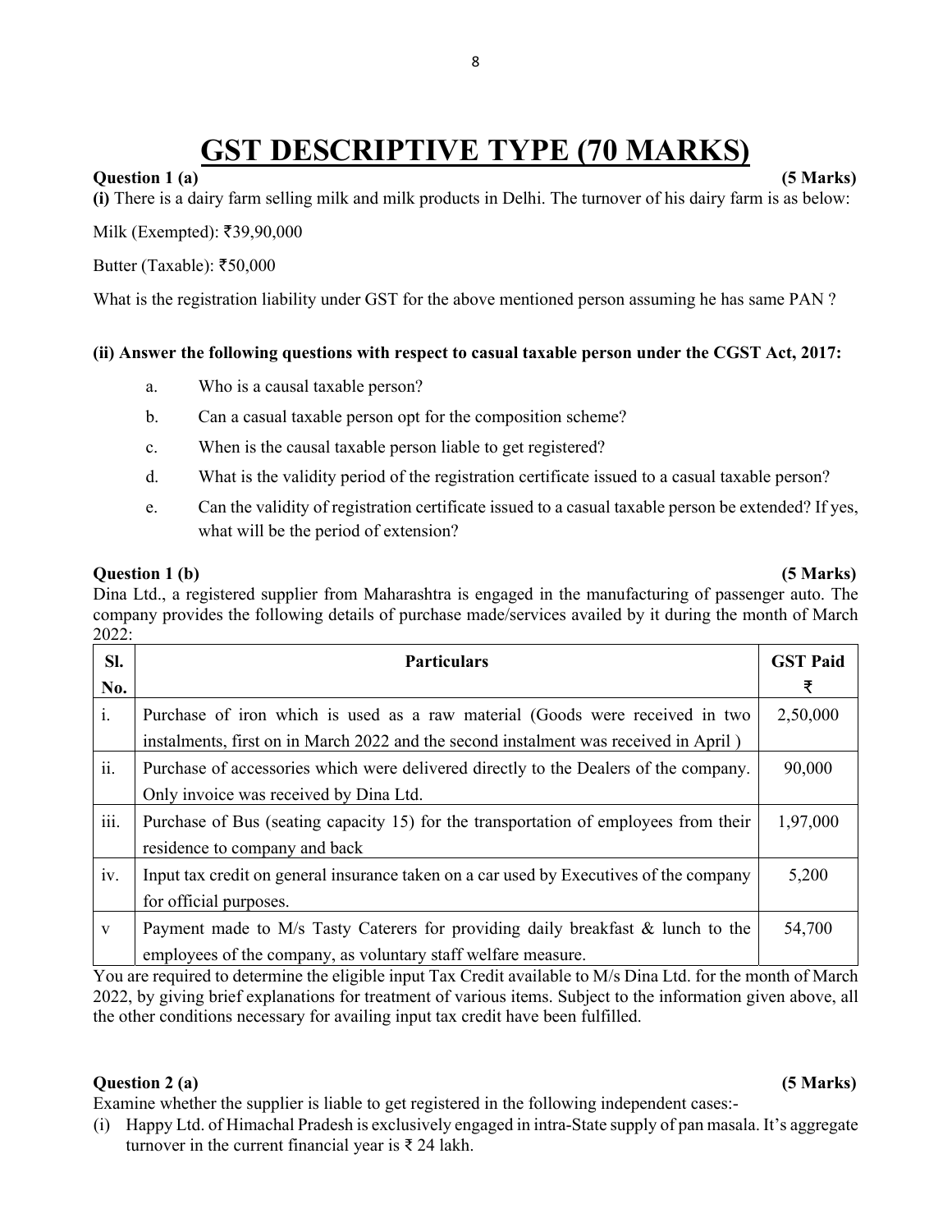# GST DESCRIPTIVE TYPE (70 MARKS)

**Question 1 (a)** **(5 Marks)**

**(i)** There is a dairy farm selling milk and milk products in Delhi. The turnover of his dairy farm is as below:

Milk (Exempted): ₹39,90,000

Butter (Taxable): ₹50,000

What is the registration liability under GST for the above mentioned person assuming he has same PAN ?

**(ii) Answer the following questions with respect to casual taxable person under the CGST Act, 2017:**

a. Who is a causal taxable person?

b. Can a casual taxable person opt for the composition scheme?

c. When is the causal taxable person liable to get registered?

d. What is the validity period of the registration certificate issued to a casual taxable person?

e. Can the validity of registration certificate issued to a casual taxable person be extended? If yes, what will be the period of extension?

**Question 1 (b)** **(5 Marks)**

Dina Ltd., a registered supplier from Maharashtra is engaged in the manufacturing of passenger auto. The company provides the following details of purchase made/services availed by it during the month of March 2022:

| Sl. No. | Particulars | GST Paid ₹ |
|---|---|---|
| i. | Purchase of iron which is used as a raw material (Goods were received in two instalments, first on in March 2022 and the second instalment was received in April ) | 2,50,000 |
| ii. | Purchase of accessories which were delivered directly to the Dealers of the company. Only invoice was received by Dina Ltd. | 90,000 |
| iii. | Purchase of Bus (seating capacity 15) for the transportation of employees from their residence to company and back | 1,97,000 |
| iv. | Input tax credit on general insurance taken on a car used by Executives of the company for official purposes. | 5,200 |
| v | Payment made to M/s Tasty Caterers for providing daily breakfast & lunch to the employees of the company, as voluntary staff welfare measure. | 54,700 |

You are required to determine the eligible input Tax Credit available to M/s Dina Ltd. for the month of March 2022, by giving brief explanations for treatment of various items. Subject to the information given above, all the other conditions necessary for availing input tax credit have been fulfilled.

**Question 2 (a)** **(5 Marks)**

Examine whether the supplier is liable to get registered in the following independent cases:-

(i) Happy Ltd. of Himachal Pradesh is exclusively engaged in intra-State supply of pan masala. It's aggregate turnover in the current financial year is ₹ 24 lakh.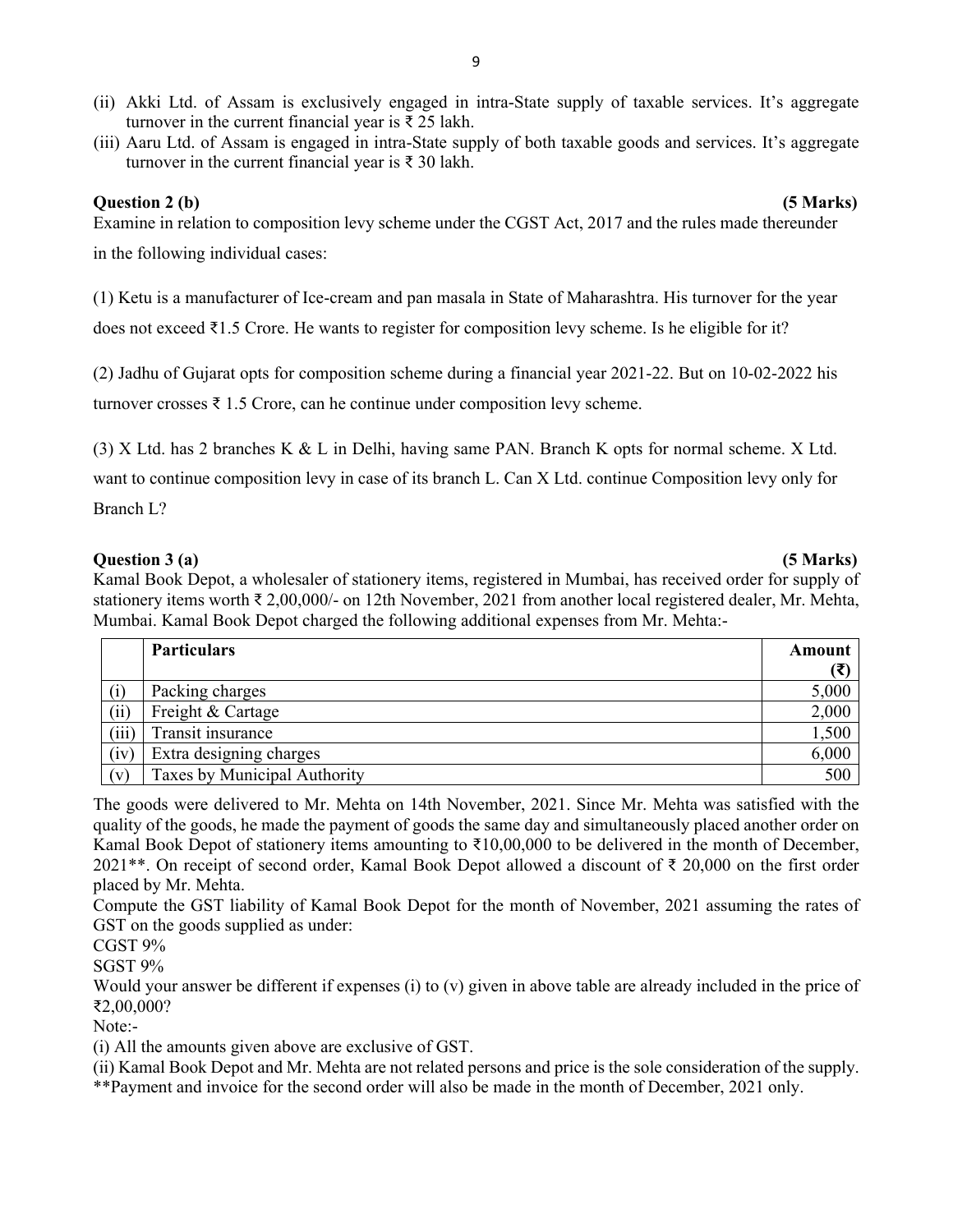(ii) Akki Ltd. of Assam is exclusively engaged in intra-State supply of taxable services. It's aggregate turnover in the current financial year is ₹ 25 lakh.

(iii) Aaru Ltd. of Assam is engaged in intra-State supply of both taxable goods and services. It's aggregate turnover in the current financial year is ₹ 30 lakh.

**Question 2 (b) (5 Marks)**

Examine in relation to composition levy scheme under the CGST Act, 2017 and the rules made thereunder in the following individual cases:

(1) Ketu is a manufacturer of Ice-cream and pan masala in State of Maharashtra. His turnover for the year does not exceed ₹1.5 Crore. He wants to register for composition levy scheme. Is he eligible for it?

(2) Jadhu of Gujarat opts for composition scheme during a financial year 2021-22. But on 10-02-2022 his turnover crosses ₹ 1.5 Crore, can he continue under composition levy scheme.

(3) X Ltd. has 2 branches K & L in Delhi, having same PAN. Branch K opts for normal scheme. X Ltd. want to continue composition levy in case of its branch L. Can X Ltd. continue Composition levy only for Branch L?

**Question 3 (a) (5 Marks)**

Kamal Book Depot, a wholesaler of stationery items, registered in Mumbai, has received order for supply of stationery items worth ₹ 2,00,000/- on 12th November, 2021 from another local registered dealer, Mr. Mehta, Mumbai. Kamal Book Depot charged the following additional expenses from Mr. Mehta:-

| | Particulars | Amount (₹) |
|---|---|---|
| (i) | Packing charges | 5,000 |
| (ii) | Freight & Cartage | 2,000 |
| (iii) | Transit insurance | 1,500 |
| (iv) | Extra designing charges | 6,000 |
| (v) | Taxes by Municipal Authority | 500 |

The goods were delivered to Mr. Mehta on 14th November, 2021. Since Mr. Mehta was satisfied with the quality of the goods, he made the payment of goods the same day and simultaneously placed another order on Kamal Book Depot of stationery items amounting to ₹10,00,000 to be delivered in the month of December, 2021**. On receipt of second order, Kamal Book Depot allowed a discount of ₹ 20,000 on the first order placed by Mr. Mehta.

Compute the GST liability of Kamal Book Depot for the month of November, 2021 assuming the rates of GST on the goods supplied as under:

CGST 9%

SGST 9%

Would your answer be different if expenses (i) to (v) given in above table are already included in the price of ₹2,00,000?

Note:-

(i) All the amounts given above are exclusive of GST.

(ii) Kamal Book Depot and Mr. Mehta are not related persons and price is the sole consideration of the supply.

**Payment and invoice for the second order will also be made in the month of December, 2021 only.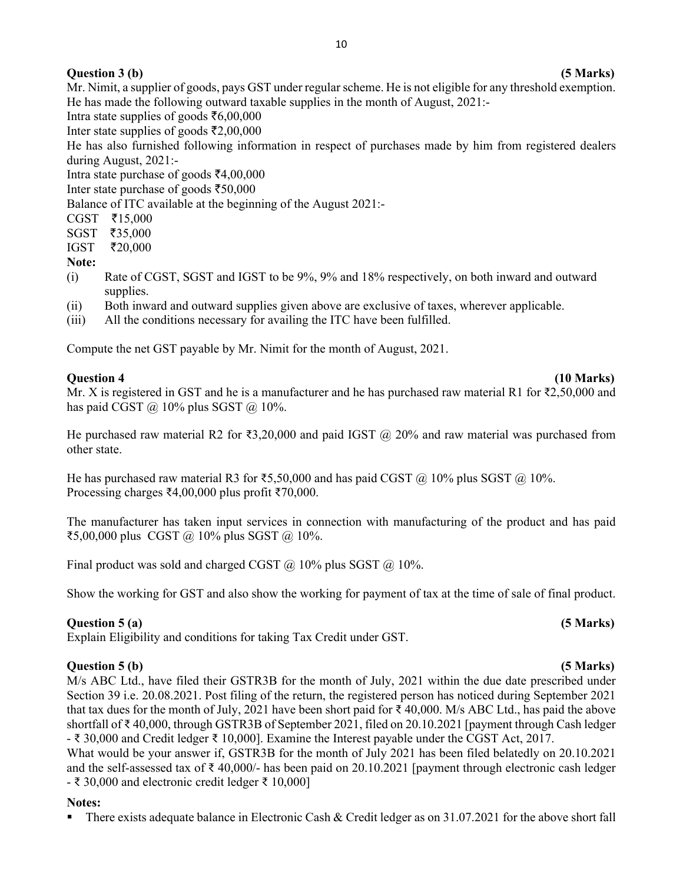**Question 3 (b) (5 Marks)**

Mr. Nimit, a supplier of goods, pays GST under regular scheme. He is not eligible for any threshold exemption. He has made the following outward taxable supplies in the month of August, 2021:-

Intra state supplies of goods ₹6,00,000

Inter state supplies of goods ₹2,00,000

He has also furnished following information in respect of purchases made by him from registered dealers during August, 2021:-

Intra state purchase of goods ₹4,00,000

Inter state purchase of goods ₹50,000

Balance of ITC available at the beginning of the August 2021:-

CGST ₹15,000

SGST ₹35,000

IGST ₹20,000

**Note:**

(i) Rate of CGST, SGST and IGST to be 9%, 9% and 18% respectively, on both inward and outward supplies.

(ii) Both inward and outward supplies given above are exclusive of taxes, wherever applicable.

(iii) All the conditions necessary for availing the ITC have been fulfilled.

Compute the net GST payable by Mr. Nimit for the month of August, 2021.

**Question 4 (10 Marks)**

Mr. X is registered in GST and he is a manufacturer and he has purchased raw material R1 for ₹2,50,000 and has paid CGST @ 10% plus SGST @ 10%.

He purchased raw material R2 for ₹3,20,000 and paid IGST @ 20% and raw material was purchased from other state.

He has purchased raw material R3 for ₹5,50,000 and has paid CGST @ 10% plus SGST @ 10%.
Processing charges ₹4,00,000 plus profit ₹70,000.

The manufacturer has taken input services in connection with manufacturing of the product and has paid ₹5,00,000 plus CGST @ 10% plus SGST @ 10%.

Final product was sold and charged CGST @ 10% plus SGST @ 10%.

Show the working for GST and also show the working for payment of tax at the time of sale of final product.

**Question 5 (a) (5 Marks)**

Explain Eligibility and conditions for taking Tax Credit under GST.

**Question 5 (b) (5 Marks)**

M/s ABC Ltd., have filed their GSTR3B for the month of July, 2021 within the due date prescribed under Section 39 i.e. 20.08.2021. Post filing of the return, the registered person has noticed during September 2021 that tax dues for the month of July, 2021 have been short paid for ₹ 40,000. M/s ABC Ltd., has paid the above shortfall of ₹ 40,000, through GSTR3B of September 2021, filed on 20.10.2021 [payment through Cash ledger - ₹ 30,000 and Credit ledger ₹ 10,000]. Examine the Interest payable under the CGST Act, 2017.

What would be your answer if, GSTR3B for the month of July 2021 has been filed belatedly on 20.10.2021 and the self-assessed tax of ₹ 40,000/- has been paid on 20.10.2021 [payment through electronic cash ledger - ₹ 30,000 and electronic credit ledger ₹ 10,000]

**Notes:**

- There exists adequate balance in Electronic Cash & Credit ledger as on 31.07.2021 for the above short fall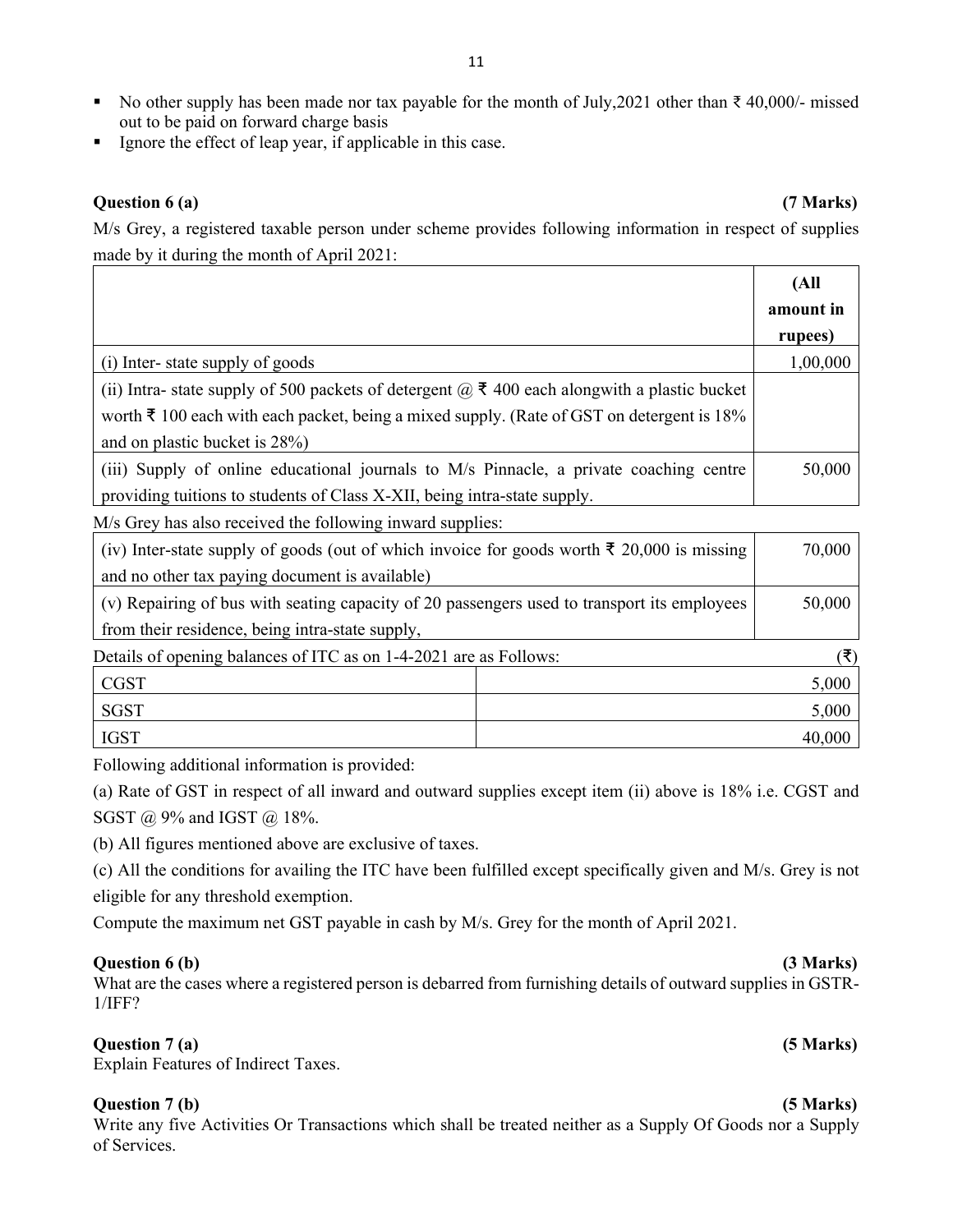- No other supply has been made nor tax payable for the month of July,2021 other than ₹ 40,000/- missed out to be paid on forward charge basis
- Ignore the effect of leap year, if applicable in this case.

**Question 6 (a)** **(7 Marks)**

M/s Grey, a registered taxable person under scheme provides following information in respect of supplies made by it during the month of April 2021:

| | (All amount in rupees) |
|---|---|
| (i) Inter- state supply of goods | 1,00,000 |
| (ii) Intra- state supply of 500 packets of detergent @ ₹ 400 each alongwith a plastic bucket worth ₹ 100 each with each packet, being a mixed supply. (Rate of GST on detergent is 18% and on plastic bucket is 28%) | |
| (iii) Supply of online educational journals to M/s Pinnacle, a private coaching centre providing tuitions to students of Class X-XII, being intra-state supply. | 50,000 |

M/s Grey has also received the following inward supplies:

| | |
|---|---|
| (iv) Inter-state supply of goods (out of which invoice for goods worth ₹ 20,000 is missing and no other tax paying document is available) | 70,000 |
| (v) Repairing of bus with seating capacity of 20 passengers used to transport its employees from their residence, being intra-state supply, | 50,000 |

Details of opening balances of ITC as on 1-4-2021 are as Follows: (₹)

| | |
|---|---|
| CGST | 5,000 |
| SGST | 5,000 |
| IGST | 40,000 |

Following additional information is provided:

(a) Rate of GST in respect of all inward and outward supplies except item (ii) above is 18% i.e. CGST and SGST @ 9% and IGST @ 18%.

(b) All figures mentioned above are exclusive of taxes.

(c) All the conditions for availing the ITC have been fulfilled except specifically given and M/s. Grey is not eligible for any threshold exemption.

Compute the maximum net GST payable in cash by M/s. Grey for the month of April 2021.

**Question 6 (b)** **(3 Marks)**

What are the cases where a registered person is debarred from furnishing details of outward supplies in GSTR-1/IFF?

**Question 7 (a)** **(5 Marks)**

Explain Features of Indirect Taxes.

**Question 7 (b)** **(5 Marks)**

Write any five Activities Or Transactions which shall be treated neither as a Supply Of Goods nor a Supply of Services.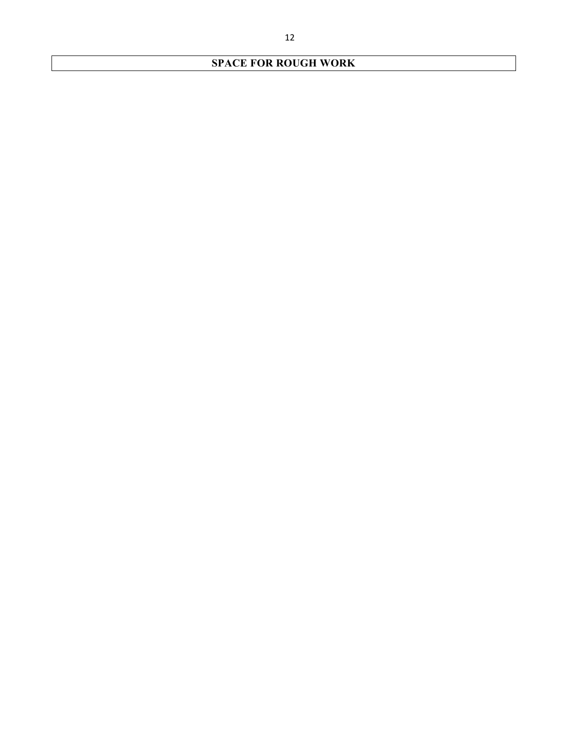**SPACE FOR ROUGH WORK**